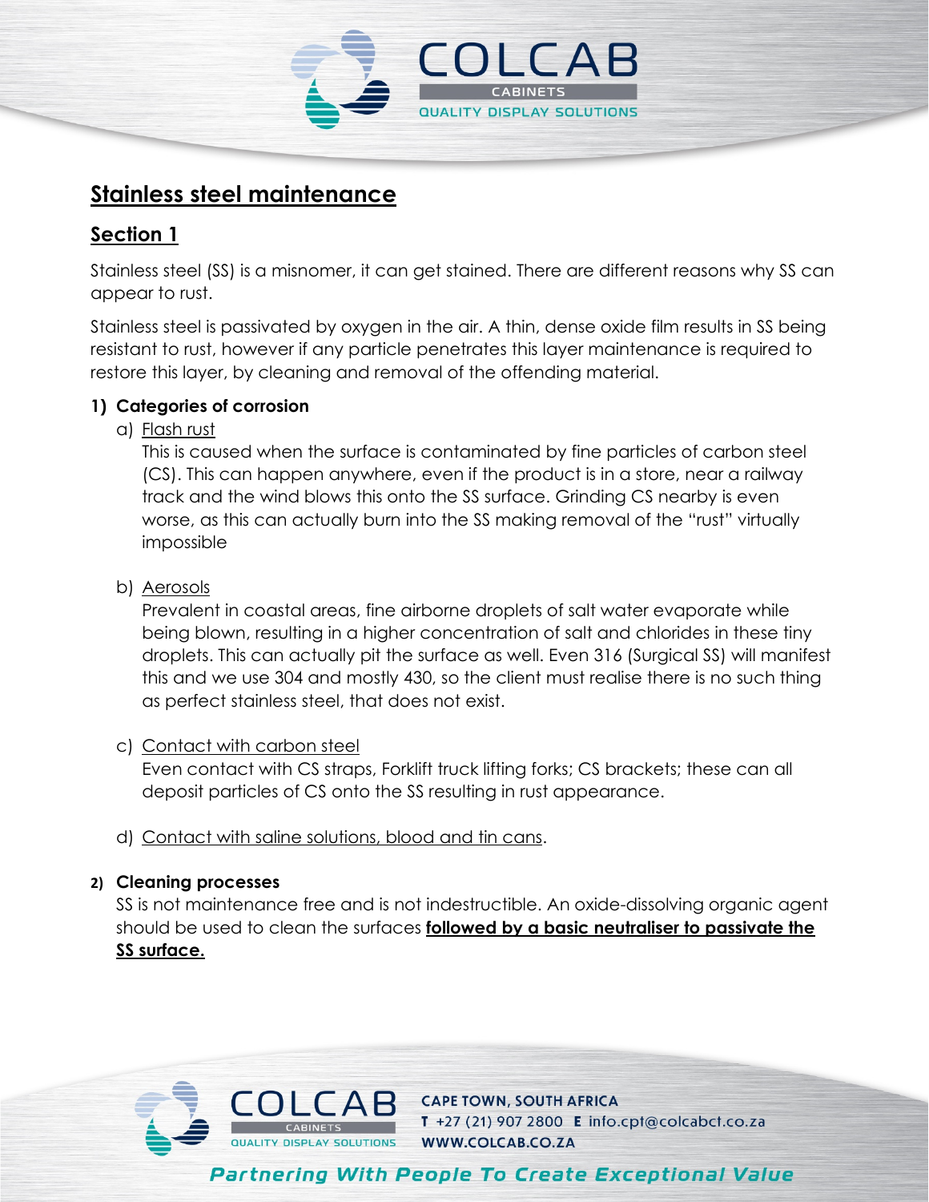# Stainless steel maintenance

## Section 1

Stainless steel (SS) is a misnomer, it can get stained. There are different reasons why SS can appear to rust.

Stainless steel is passivated by oxygen in the air. A thin, dense oxide film results in SS being resistant to rust, however if any particle penetrates this layer maintenance is required to restore this layer, by cleaning and removal of the offending material.

### 1) Categories of corrosion

a) Flash rust

This is caused when the surface is contaminated by fine particles of carbon steel (CS). This can happen anywhere, even if the product is in a store, near a railway track and the wind blows this onto the SS surface. Grinding CS nearby is even worse, as this can actually burn into the SS making removal of the "rust" virtually impossible

b) Aerosols

Prevalent in coastal areas, fine airborne droplets of salt water evaporate while being blown, resulting in a higher concentration of salt and chlorides in these tiny droplets. This can actually pit the surface as well. Even 316 (Surgical SS) will manifest this and we use 304 and mostly 430, so the client must realise there is no such thing as perfect stainless steel, that does not exist.

c) Contact with carbon steel

Even contact with CS straps, Forklift truck lifting forks; CS brackets; these can all deposit particles of CS onto the SS resulting in rust appearance.

d) Contact with saline solutions, blood and tin cans.

### 2) Cleaning processes

SS is not maintenance free and is not indestructible. An oxide-dissolving organic agent should be used to clean the surfaces **followed by a basic neutraliser to passivate the SS surface.**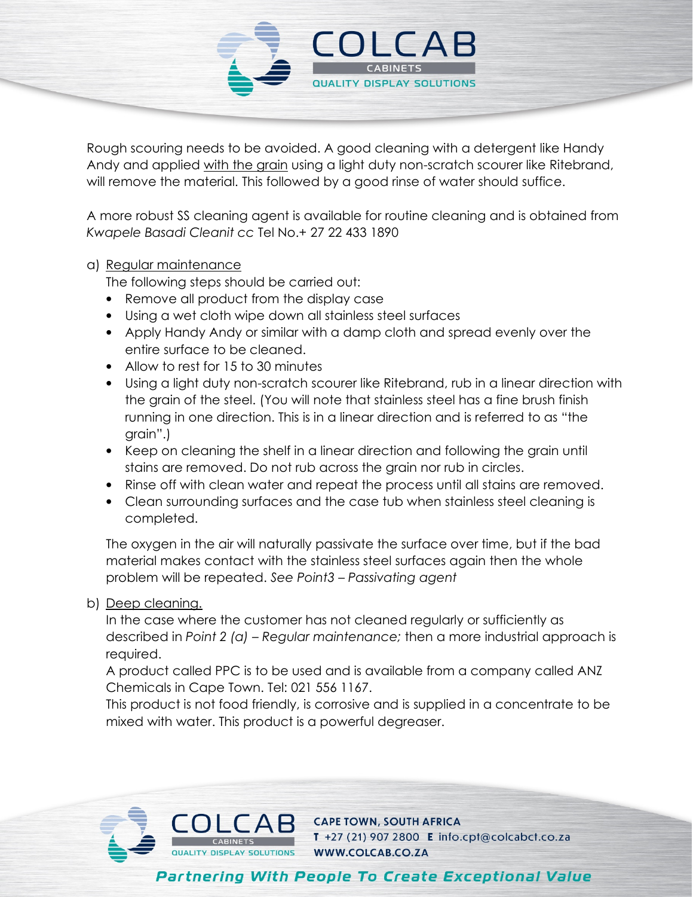Rough scouring needs to be avoided. A good cleaning with a detergent like Handy Andy and applied <u>with the grain</u> using a light duty non-scratch scourer like Ritebrand, will remove the material. This followed by a good rinse of water should suffice.

A more robust SS cleaning agent is available for routine cleaning and is obtained from *Kwapele Basadi Cleanit cc* Tel No.+ 27 22 433 1890

a) <u>Regular maintenance</u>

The following steps should be carried out:

- Remove all product from the display case
- Using a wet cloth wipe down all stainless steel surfaces
- Apply Handy Andy or similar with a damp cloth and spread evenly over the entire surface to be cleaned.
- Allow to rest for 15 to 30 minutes
- Using a light duty non-scratch scourer like Ritebrand, rub in a linear direction with the grain of the steel. (You will note that stainless steel has a fine brush finish running in one direction. This is in a linear direction and is referred to as "the grain".)
- Keep on cleaning the shelf in a linear direction and following the grain until stains are removed. Do not rub across the grain nor rub in circles.
- Rinse off with clean water and repeat the process until all stains are removed.
- Clean surrounding surfaces and the case tub when stainless steel cleaning is completed.

The oxygen in the air will naturally passivate the surface over time, but if the bad material makes contact with the stainless steel surfaces again then the whole problem will be repeated. *See Point3 – Passivating agent*

b) <u>Deep cleaning.</u>

In the case where the customer has not cleaned regularly or sufficiently as described in *Point 2 (a) – Regular maintenance;* then a more industrial approach is required.

A product called PPC is to be used and is available from a company called ANZ Chemicals in Cape Town. Tel: 021 556 1167.

This product is not food friendly, is corrosive and is supplied in a concentrate to be mixed with water. This product is a powerful degreaser.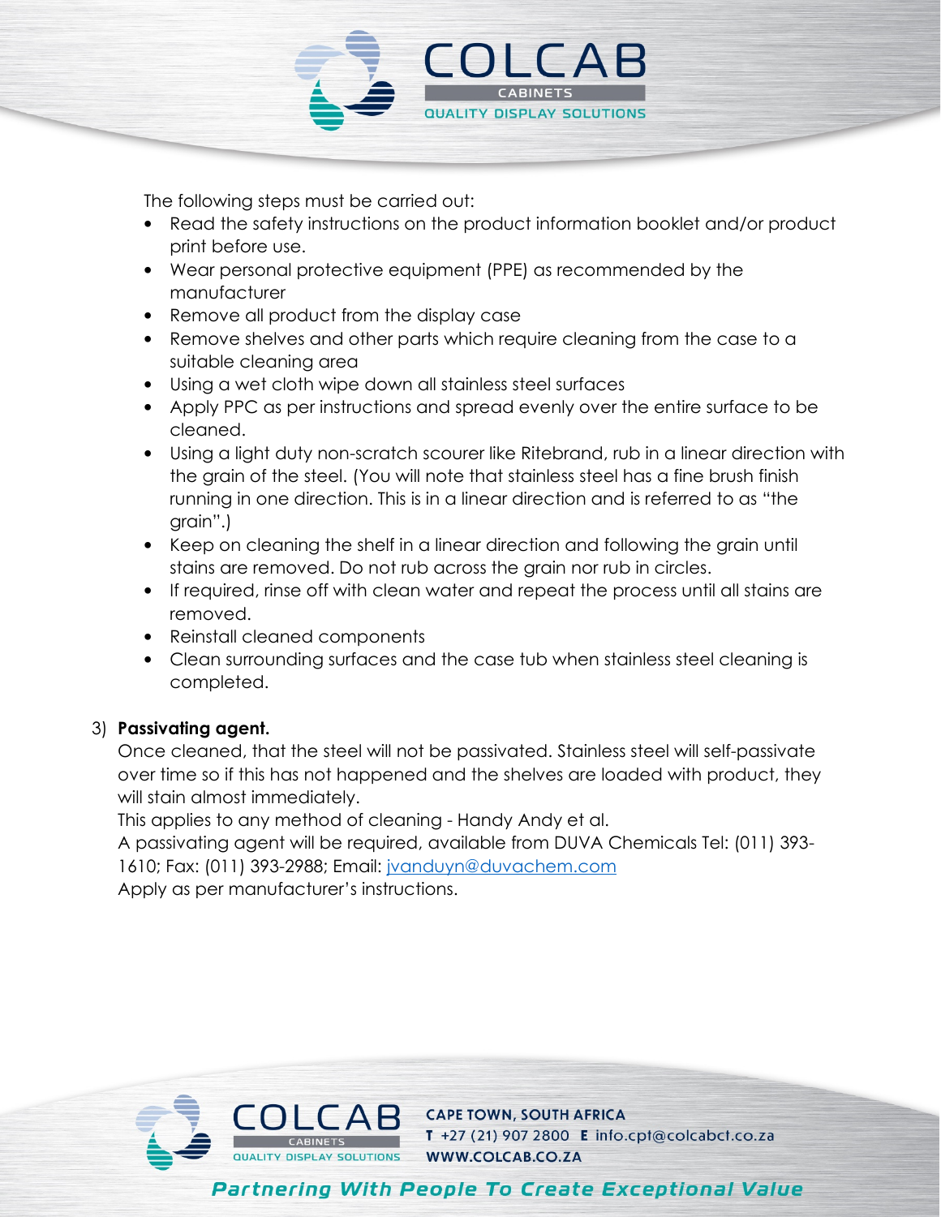The following steps must be carried out:

- Read the safety instructions on the product information booklet and/or product print before use.
- Wear personal protective equipment (PPE) as recommended by the manufacturer
- Remove all product from the display case
- Remove shelves and other parts which require cleaning from the case to a suitable cleaning area
- Using a wet cloth wipe down all stainless steel surfaces
- Apply PPC as per instructions and spread evenly over the entire surface to be cleaned.
- Using a light duty non-scratch scourer like Ritebrand, rub in a linear direction with the grain of the steel. (You will note that stainless steel has a fine brush finish running in one direction. This is in a linear direction and is referred to as "the grain".)
- Keep on cleaning the shelf in a linear direction and following the grain until stains are removed. Do not rub across the grain nor rub in circles.
- If required, rinse off with clean water and repeat the process until all stains are removed.
- Reinstall cleaned components
- Clean surrounding surfaces and the case tub when stainless steel cleaning is completed.

3) **Passivating agent.**

Once cleaned, that the steel will not be passivated. Stainless steel will self-passivate over time so if this has not happened and the shelves are loaded with product, they will stain almost immediately.

This applies to any method of cleaning - Handy Andy et al.

A passivating agent will be required, available from DUVA Chemicals Tel: (011) 393-1610; Fax: (011) 393-2988; Email: jvanduyn@duvachem.com

Apply as per manufacturer's instructions.